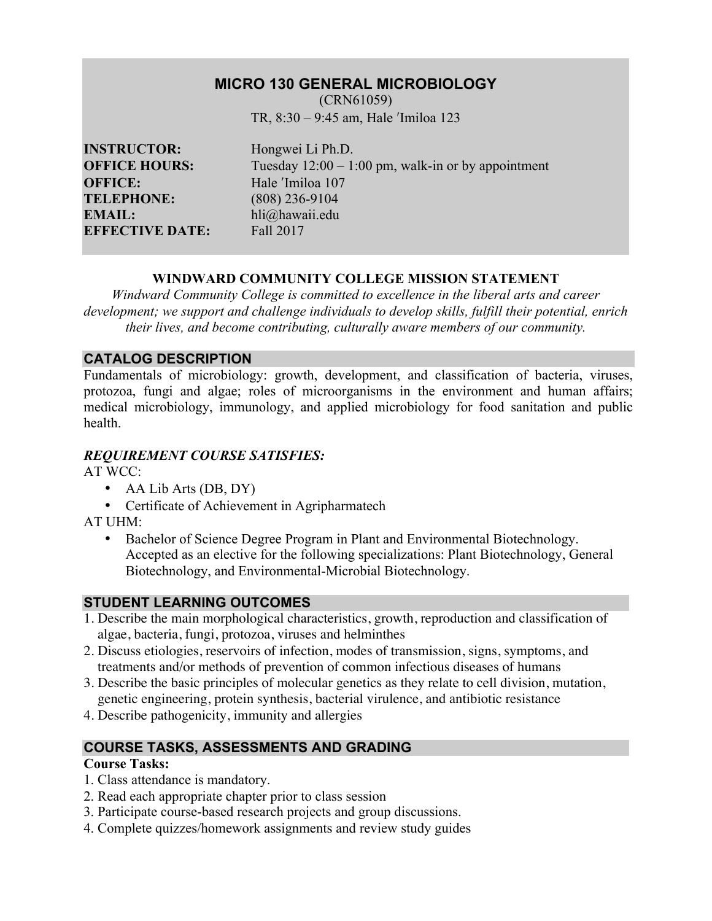# MICRO 130 GENERAL MICROBIOLOGY

(CRN61059)

TR, 8:30 – 9:45 am, Hale ʻImiloa 123

**INSTRUCTOR:** Hongwei Li Ph.D.
**OFFICE HOURS:** Tuesday 12:00 – 1:00 pm, walk-in or by appointment
**OFFICE:** Hale ʻImiloa 107
**TELEPHONE:** (808) 236-9104
**EMAIL:** hli@hawaii.edu
**EFFECTIVE DATE:** Fall 2017

### WINDWARD COMMUNITY COLLEGE MISSION STATEMENT

*Windward Community College is committed to excellence in the liberal arts and career development; we support and challenge individuals to develop skills, fulfill their potential, enrich their lives, and become contributing, culturally aware members of our community.*

## CATALOG DESCRIPTION

Fundamentals of microbiology: growth, development, and classification of bacteria, viruses, protozoa, fungi and algae; roles of microorganisms in the environment and human affairs; medical microbiology, immunology, and applied microbiology for food sanitation and public health.

### *REQUIREMENT COURSE SATISFIES:*

AT WCC:

- AA Lib Arts (DB, DY)
- Certificate of Achievement in Agripharmatech

AT UHM:

- Bachelor of Science Degree Program in Plant and Environmental Biotechnology. Accepted as an elective for the following specializations: Plant Biotechnology, General Biotechnology, and Environmental-Microbial Biotechnology.

## STUDENT LEARNING OUTCOMES

1. Describe the main morphological characteristics, growth, reproduction and classification of algae, bacteria, fungi, protozoa, viruses and helminthes
2. Discuss etiologies, reservoirs of infection, modes of transmission, signs, symptoms, and treatments and/or methods of prevention of common infectious diseases of humans
3. Describe the basic principles of molecular genetics as they relate to cell division, mutation, genetic engineering, protein synthesis, bacterial virulence, and antibiotic resistance
4. Describe pathogenicity, immunity and allergies

## COURSE TASKS, ASSESSMENTS AND GRADING

**Course Tasks:**

1. Class attendance is mandatory.
2. Read each appropriate chapter prior to class session
3. Participate course-based research projects and group discussions.
4. Complete quizzes/homework assignments and review study guides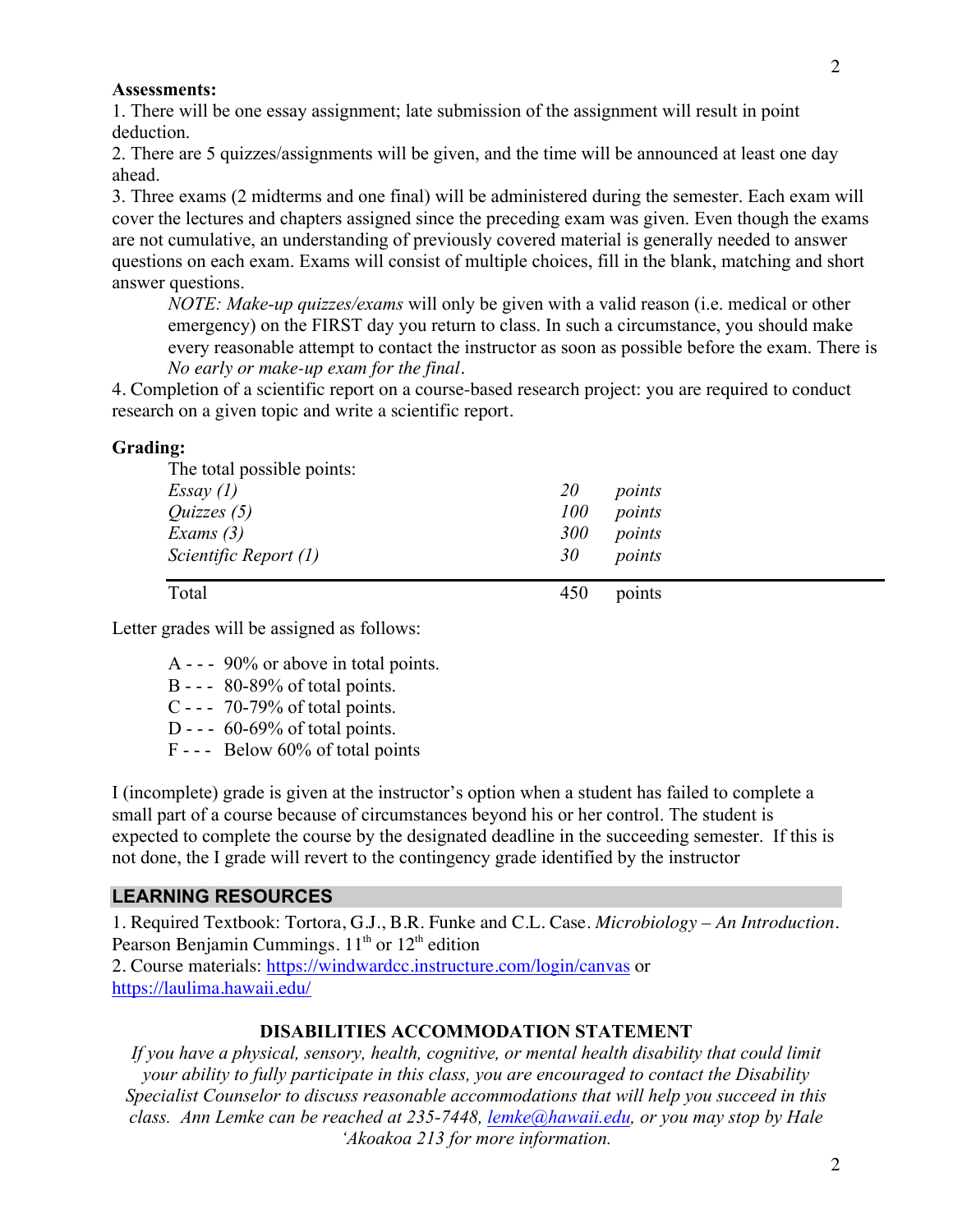**Assessments:**

1. There will be one essay assignment; late submission of the assignment will result in point deduction.
2. There are 5 quizzes/assignments will be given, and the time will be announced at least one day ahead.
3. Three exams (2 midterms and one final) will be administered during the semester. Each exam will cover the lectures and chapters assigned since the preceding exam was given. Even though the exams are not cumulative, an understanding of previously covered material is generally needed to answer questions on each exam. Exams will consist of multiple choices, fill in the blank, matching and short answer questions.

   *NOTE: Make-up quizzes/exams* will only be given with a valid reason (i.e. medical or other emergency) on the FIRST day you return to class. In such a circumstance, you should make every reasonable attempt to contact the instructor as soon as possible before the exam. There is *No early or make-up exam for the final*.

4. Completion of a scientific report on a course-based research project: you are required to conduct research on a given topic and write a scientific report.

**Grading:**

The total possible points:

| | | |
|---|---|---|
| *Essay (1)* | *20* | *points* |
| *Quizzes (5)* | *100* | *points* |
| *Exams (3)* | *300* | *points* |
| *Scientific Report (1)* | *30* | *points* |
| Total | 450 | points |

Letter grades will be assigned as follows:

- A - - - 90% or above in total points.
- B - - - 80-89% of total points.
- C - - - 70-79% of total points.
- D - - - 60-69% of total points.
- F - - - Below 60% of total points

I (incomplete) grade is given at the instructor's option when a student has failed to complete a small part of a course because of circumstances beyond his or her control. The student is expected to complete the course by the designated deadline in the succeeding semester. If this is not done, the I grade will revert to the contingency grade identified by the instructor

## LEARNING RESOURCES

1. Required Textbook: Tortora, G.J., B.R. Funke and C.L. Case. *Microbiology – An Introduction*. Pearson Benjamin Cummings. 11th or 12th edition
2. Course materials: https://windwardcc.instructure.com/login/canvas or https://laulima.hawaii.edu/

### DISABILITIES ACCOMMODATION STATEMENT

*If you have a physical, sensory, health, cognitive, or mental health disability that could limit your ability to fully participate in this class, you are encouraged to contact the Disability Specialist Counselor to discuss reasonable accommodations that will help you succeed in this class. Ann Lemke can be reached at 235-7448, lemke@hawaii.edu, or you may stop by Hale 'Akoakoa 213 for more information.*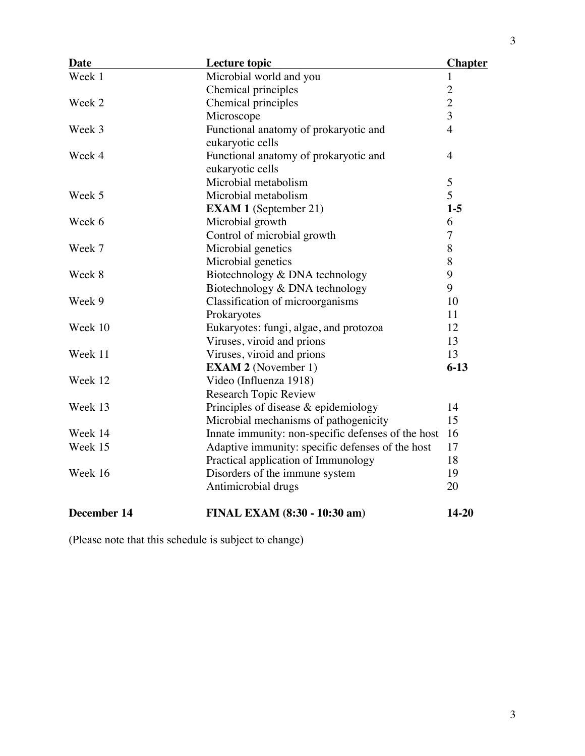| Date | Lecture topic | Chapter |
|---|---|---|
| Week 1 | Microbial world and you | 1 |
| | Chemical principles | 2 |
| Week 2 | Chemical principles | 2 |
| | Microscope | 3 |
| Week 3 | Functional anatomy of prokaryotic and eukaryotic cells | 4 |
| Week 4 | Functional anatomy of prokaryotic and eukaryotic cells | 4 |
| | Microbial metabolism | 5 |
| Week 5 | Microbial metabolism | 5 |
| | **EXAM 1** (September 21) | **1-5** |
| Week 6 | Microbial growth | 6 |
| | Control of microbial growth | 7 |
| Week 7 | Microbial genetics | 8 |
| | Microbial genetics | 8 |
| Week 8 | Biotechnology & DNA technology | 9 |
| | Biotechnology & DNA technology | 9 |
| Week 9 | Classification of microorganisms | 10 |
| | Prokaryotes | 11 |
| Week 10 | Eukaryotes: fungi, algae, and protozoa | 12 |
| | Viruses, viroid and prions | 13 |
| Week 11 | Viruses, viroid and prions | 13 |
| | **EXAM 2** (November 1) | **6-13** |
| Week 12 | Video (Influenza 1918) | |
| | Research Topic Review | |
| Week 13 | Principles of disease & epidemiology | 14 |
| | Microbial mechanisms of pathogenicity | 15 |
| Week 14 | Innate immunity: non-specific defenses of the host | 16 |
| Week 15 | Adaptive immunity: specific defenses of the host | 17 |
| | Practical application of Immunology | 18 |
| Week 16 | Disorders of the immune system | 19 |
| | Antimicrobial drugs | 20 |
| **December 14** | **FINAL EXAM (8:30 - 10:30 am)** | **14-20** |

(Please note that this schedule is subject to change)